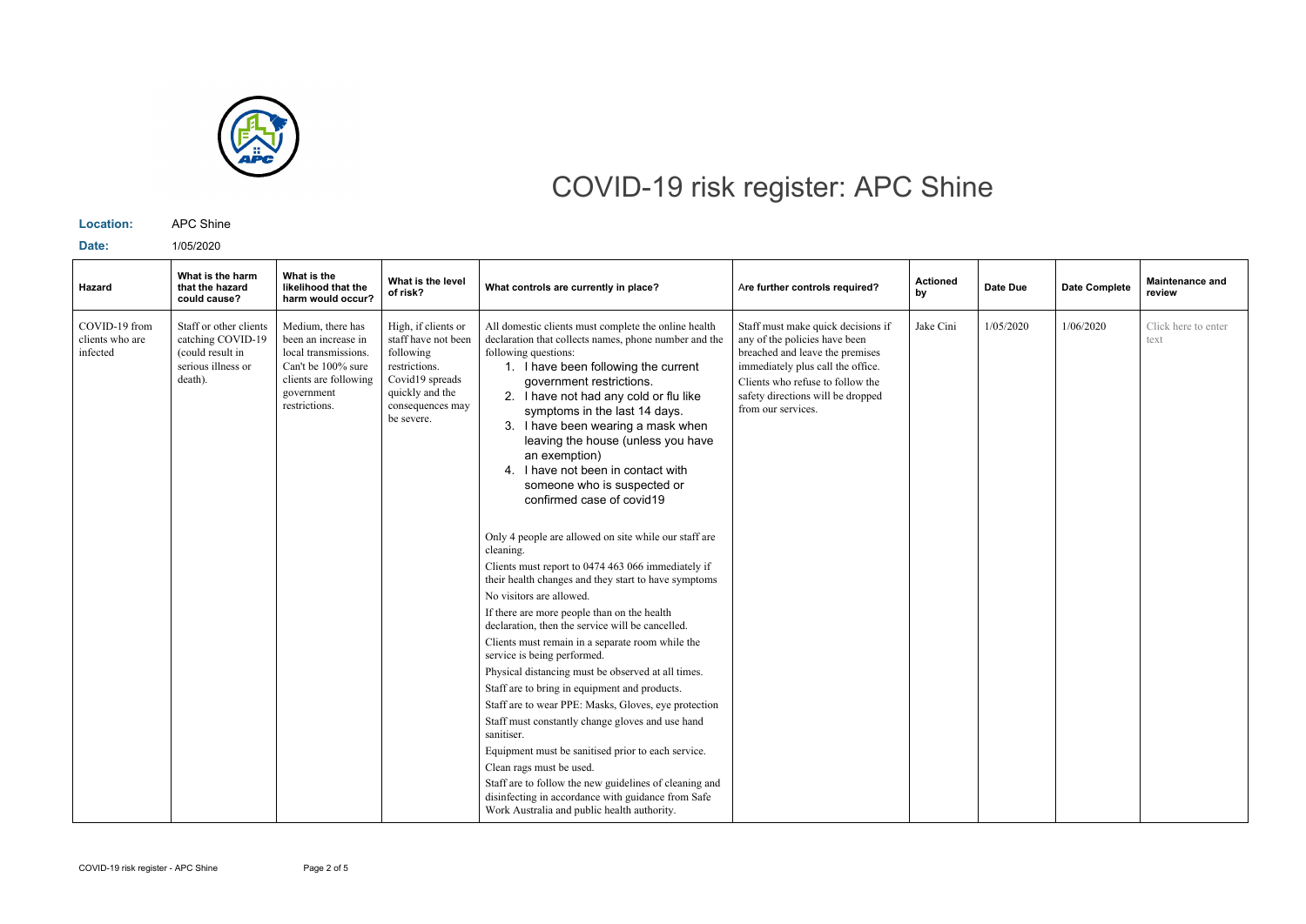# COVID-19 risk register: APC Shine

**Location:** APC Shine

**Date:** 1/05/2020

| Hazard | What is the harm that the hazard could cause? | What is the likelihood that the harm would occur? | What is the level of risk? | What controls are currently in place? | Are further controls required? | Actioned by | Date Due | Date Complete | Maintenance and review |
|---|---|---|---|---|---|---|---|---|---|
| COVID-19 from clients who are infected | Staff or other clients catching COVID-19 (could result in serious illness or death). | Medium, there has been an increase in local transmissions. Can't be 100% sure clients are following government restrictions. | High, if clients or staff have not been following restrictions. Covid19 spreads quickly and the consequences may be severe. | All domestic clients must complete the online health declaration that collects names, phone number and the following questions:<br>1. I have been following the current government restrictions.<br>2. I have not had any cold or flu like symptoms in the last 14 days.<br>3. I have been wearing a mask when leaving the house (unless you have an exemption)<br>4. I have not been in contact with someone who is suspected or confirmed case of covid19<br><br>Only 4 people are allowed on site while our staff are cleaning.<br>Clients must report to 0474 463 066 immediately if their health changes and they start to have symptoms<br>No visitors are allowed.<br>If there are more people than on the health declaration, then the service will be cancelled.<br>Clients must remain in a separate room while the service is being performed.<br>Physical distancing must be observed at all times.<br>Staff are to bring in equipment and products.<br>Staff are to wear PPE: Masks, Gloves, eye protection<br>Staff must constantly change gloves and use hand sanitiser.<br>Equipment must be sanitised prior to each service.<br>Clean rags must be used.<br>Staff are to follow the new guidelines of cleaning and disinfecting in accordance with guidance from Safe Work Australia and public health authority. | Staff must make quick decisions if any of the policies have been breached and leave the premises immediately plus call the office. Clients who refuse to follow the safety directions will be dropped from our services. | Jake Cini | 1/05/2020 | 1/06/2020 | Click here to enter text |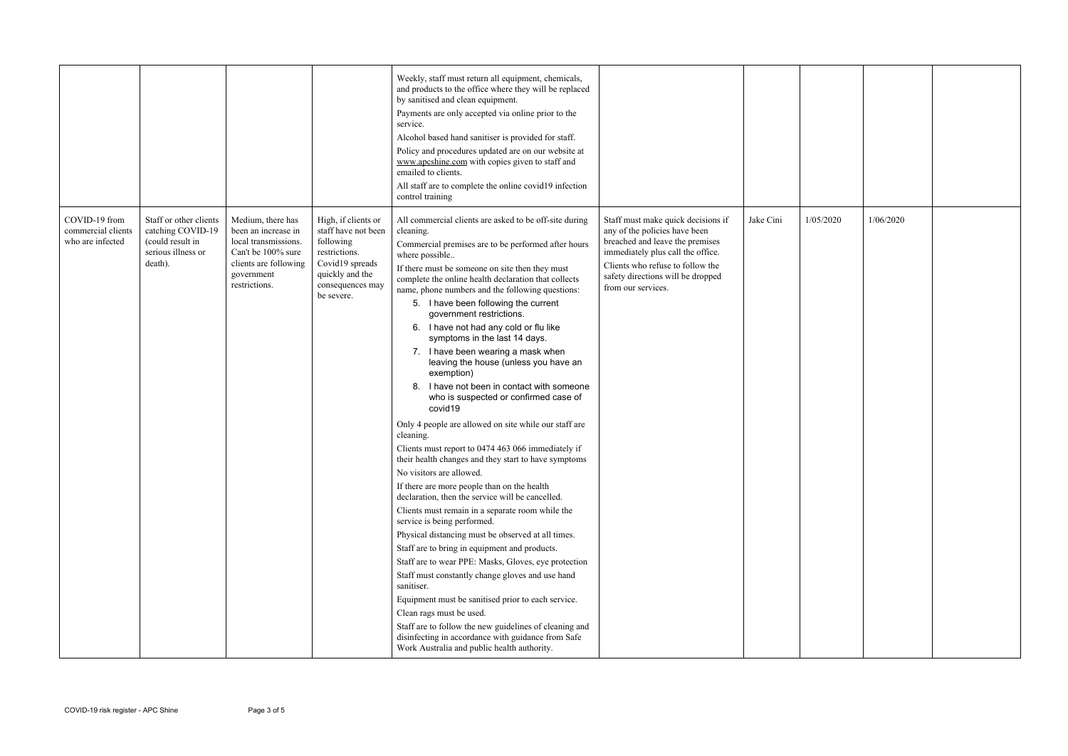| | | | | | | | | | |
|---|---|---|---|---|---|---|---|---|---|
| | | | | Weekly, staff must return all equipment, chemicals, and products to the office where they will be replaced by sanitised and clean equipment.<br>Payments are only accepted via online prior to the service.<br>Alcohol based hand sanitiser is provided for staff.<br>Policy and procedures updated are on our website at www.apcshine.com with copies given to staff and emailed to clients.<br>All staff are to complete the online covid19 infection control training | | | | | |
| COVID-19 from commercial clients who are infected | Staff or other clients catching COVID-19 (could result in serious illness or death). | Medium, there has been an increase in local transmissions. Can't be 100% sure clients are following government restrictions. | High, if clients or staff have not been following restrictions. Covid19 spreads quickly and the consequences may be severe. | All commercial clients are asked to be off-site during cleaning.<br>Commercial premises are to be performed after hours where possible..<br>If there must be someone on site then they must complete the online health declaration that collects name, phone numbers and the following questions:<br>5. I have been following the current government restrictions.<br>6. I have not had any cold or flu like symptoms in the last 14 days.<br>7. I have been wearing a mask when leaving the house (unless you have an exemption)<br>8. I have not been in contact with someone who is suspected or confirmed case of covid19<br>Only 4 people are allowed on site while our staff are cleaning.<br>Clients must report to 0474 463 066 immediately if their health changes and they start to have symptoms<br>No visitors are allowed.<br>If there are more people than on the health declaration, then the service will be cancelled.<br>Clients must remain in a separate room while the service is being performed.<br>Physical distancing must be observed at all times.<br>Staff are to bring in equipment and products.<br>Staff are to wear PPE: Masks, Gloves, eye protection<br>Staff must constantly change gloves and use hand sanitiser.<br>Equipment must be sanitised prior to each service.<br>Clean rags must be used.<br>Staff are to follow the new guidelines of cleaning and disinfecting in accordance with guidance from Safe Work Australia and public health authority. | Staff must make quick decisions if any of the policies have been breached and leave the premises immediately plus call the office.<br>Clients who refuse to follow the safety directions will be dropped from our services. | Jake Cini | 1/05/2020 | 1/06/2020 | |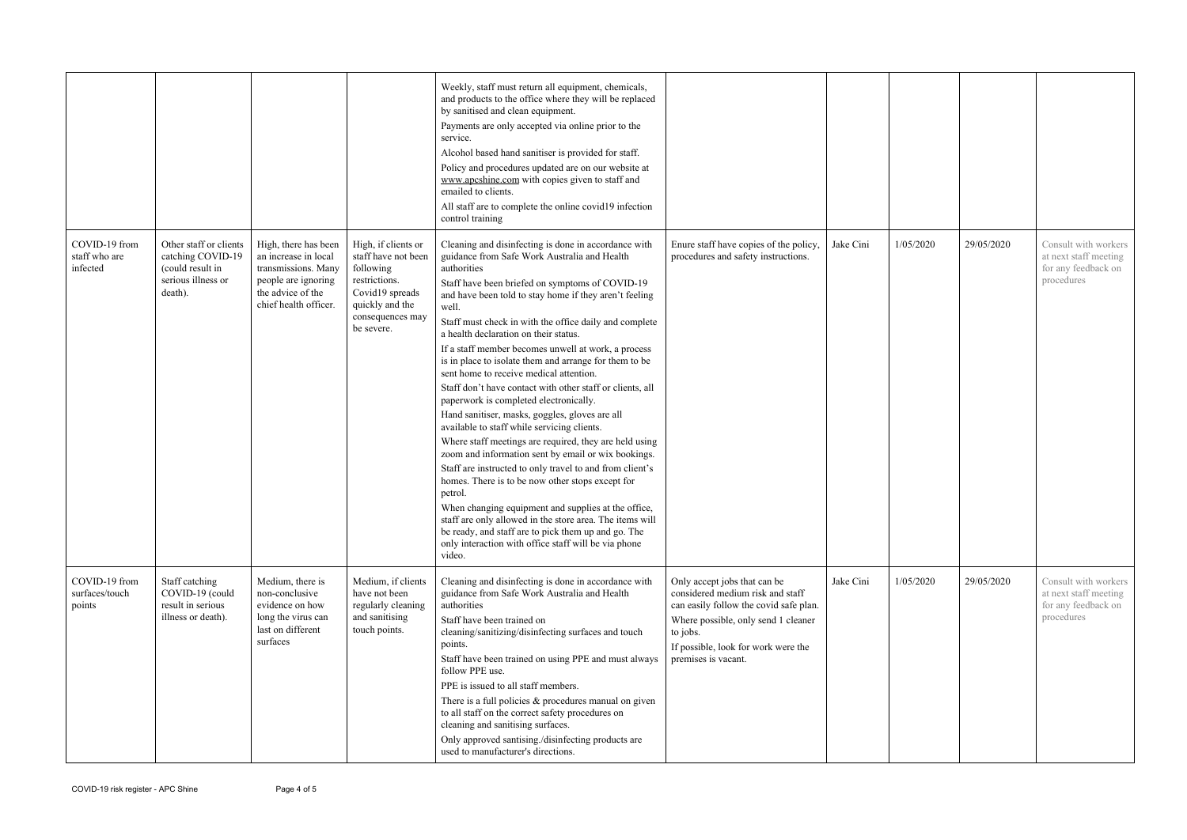| | | | | | | | | | |
|---|---|---|---|---|---|---|---|---|---|
| | | | | Weekly, staff must return all equipment, chemicals, and products to the office where they will be replaced by sanitised and clean equipment.<br>Payments are only accepted via online prior to the service.<br>Alcohol based hand sanitiser is provided for staff.<br>Policy and procedures updated are on our website at www.apcshine.com with copies given to staff and emailed to clients.<br>All staff are to complete the online covid19 infection control training | | | | | |
| COVID-19 from staff who are infected | Other staff or clients catching COVID-19 (could result in serious illness or death). | High, there has been an increase in local transmissions. Many people are ignoring the advice of the chief health officer. | High, if clients or staff have not been following restrictions. Covid19 spreads quickly and the consequences may be severe. | Cleaning and disinfecting is done in accordance with guidance from Safe Work Australia and Health authorities<br>Staff have been briefed on symptoms of COVID-19 and have been told to stay home if they aren't feeling well.<br>Staff must check in with the office daily and complete a health declaration on their status.<br>If a staff member becomes unwell at work, a process is in place to isolate them and arrange for them to be sent home to receive medical attention.<br>Staff don't have contact with other staff or clients, all paperwork is completed electronically.<br>Hand sanitiser, masks, goggles, gloves are all available to staff while servicing clients.<br>Where staff meetings are required, they are held using zoom and information sent by email or wix bookings.<br>Staff are instructed to only travel to and from client's homes. There is to be now other stops except for petrol.<br>When changing equipment and supplies at the office, staff are only allowed in the store area. The items will be ready, and staff are to pick them up and go. The only interaction with office staff will be via phone video. | Enure staff have copies of the policy, procedures and safety instructions. | Jake Cini | 1/05/2020 | 29/05/2020 | Consult with workers at next staff meeting for any feedback on procedures |
| COVID-19 from surfaces/touch points | Staff catching COVID-19 (could result in serious illness or death). | Medium, there is non-conclusive evidence on how long the virus can last on different surfaces | Medium, if clients have not been regularly cleaning and sanitising touch points. | Cleaning and disinfecting is done in accordance with guidance from Safe Work Australia and Health authorities<br>Staff have been trained on cleaning/sanitizing/disinfecting surfaces and touch points.<br>Staff have been trained on using PPE and must always follow PPE use.<br>PPE is issued to all staff members.<br>There is a full policies & procedures manual on given to all staff on the correct safety procedures on cleaning and sanitising surfaces.<br>Only approved santising./disinfecting products are used to manufacturer's directions. | Only accept jobs that can be considered medium risk and staff can easily follow the covid safe plan.<br>Where possible, only send 1 cleaner to jobs.<br>If possible, look for work were the premises is vacant. | Jake Cini | 1/05/2020 | 29/05/2020 | Consult with workers at next staff meeting for any feedback on procedures |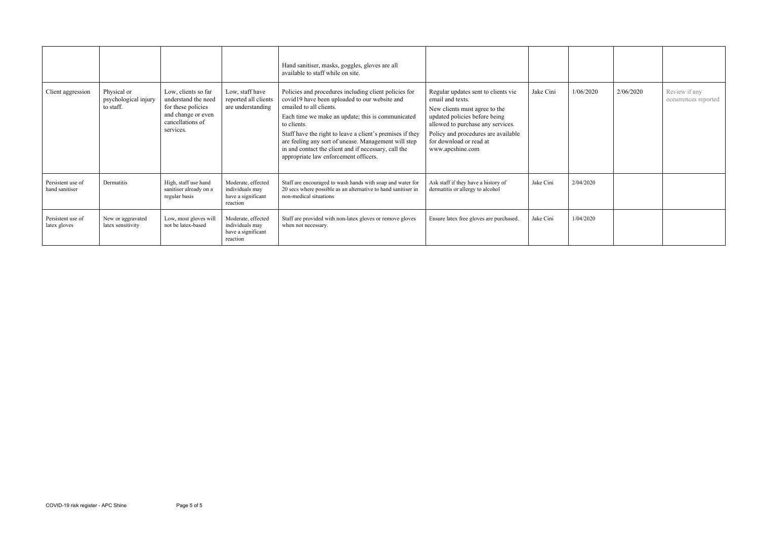| | | | | | | | | | |
|---|---|---|---|---|---|---|---|---|---|
| | | | | Hand sanitiser, masks, goggles, gloves are all available to staff while on site. | | | | | |
| Client aggression | Physical or psychological injury to staff. | Low, clients so far understand the need for these policies and change or even cancellations of services. | Low, staff have reported all clients are understanding | Policies and procedures including client policies for covid19 have been uploaded to our website and emailed to all clients.<br>Each time we make an update; this is communicated to clients.<br>Staff have the right to leave a client's premises if they are feeling any sort of unease. Management will step in and contact the client and if necessary, call the appropriate law enforcement officers. | Regular updates sent to clients vie email and texts.<br>New clients must agree to the updated policies before being allowed to purchase any services.<br>Policy and procedures are available for download or read at www.apcshine.com | Jake Cini | 1/06/2020 | 2/06/2020 | Review if any occurrences reported |
| Persistent use of hand sanitiser | Dermatitis | High, staff use hand sanitiser already on a regular basis | Moderate, effected individuals may have a significant reaction | Staff are encouraged to wash hands with soap and water for 20 secs where possible as an alternative to hand sanitiser in non-medical situations | Ask staff if they have a history of dermatitis or allergy to alcohol | Jake Cini | 2/04/2020 | | |
| Persistent use of latex gloves | New or aggravated latex sensitivity | Low, most gloves will not be latex-based | Moderate, effected individuals may have a significant reaction | Staff are provided with non-latex gloves or remove gloves when not necessary. | Ensure latex free gloves are purchased. | Jake Cini | 1/04/2020 | | |